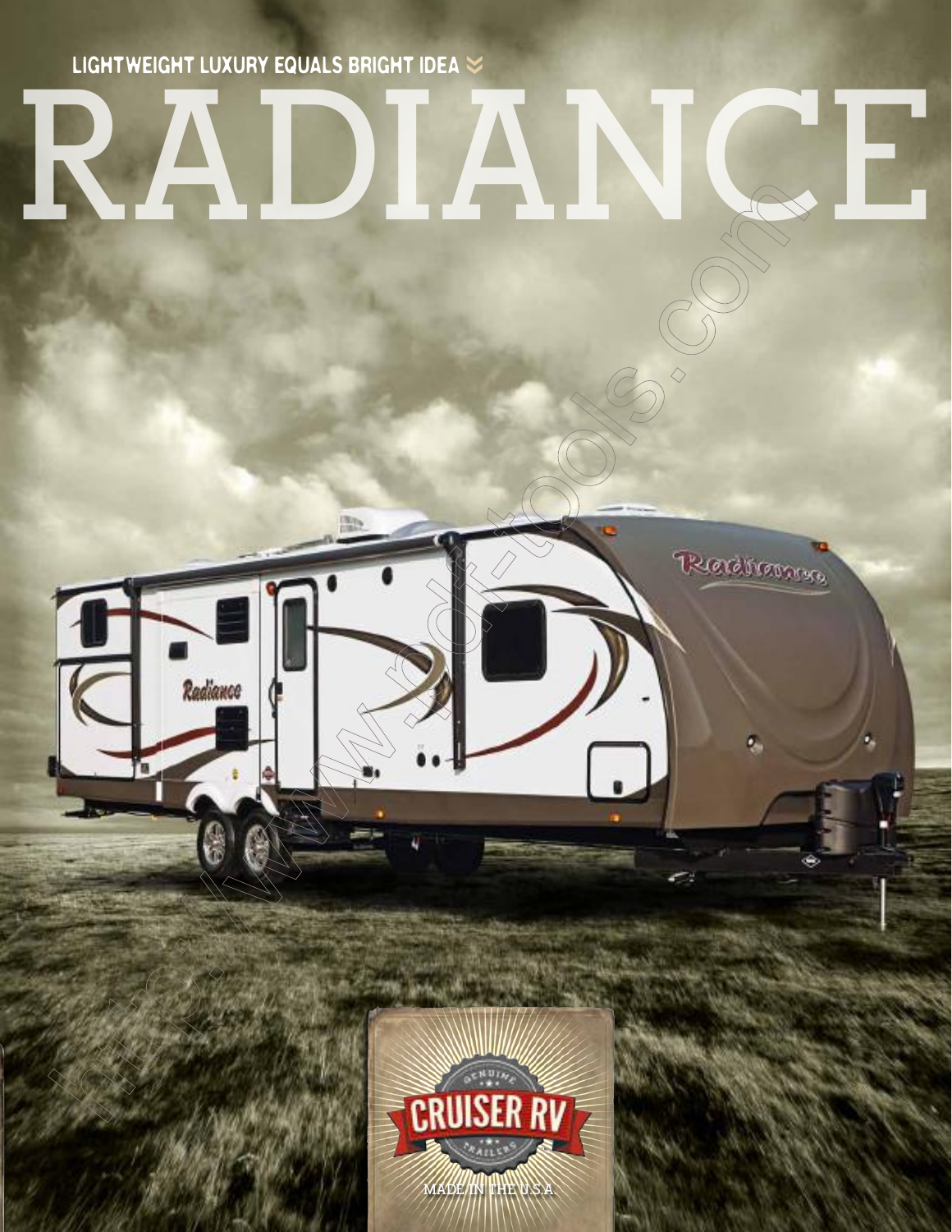LIGHTWEIGHT LUXURY EQUALS BRIGHT IDEA

# RADIANCE

CRUISER RV

GENUINE TRAILERS

MADE IN THE U.S.A.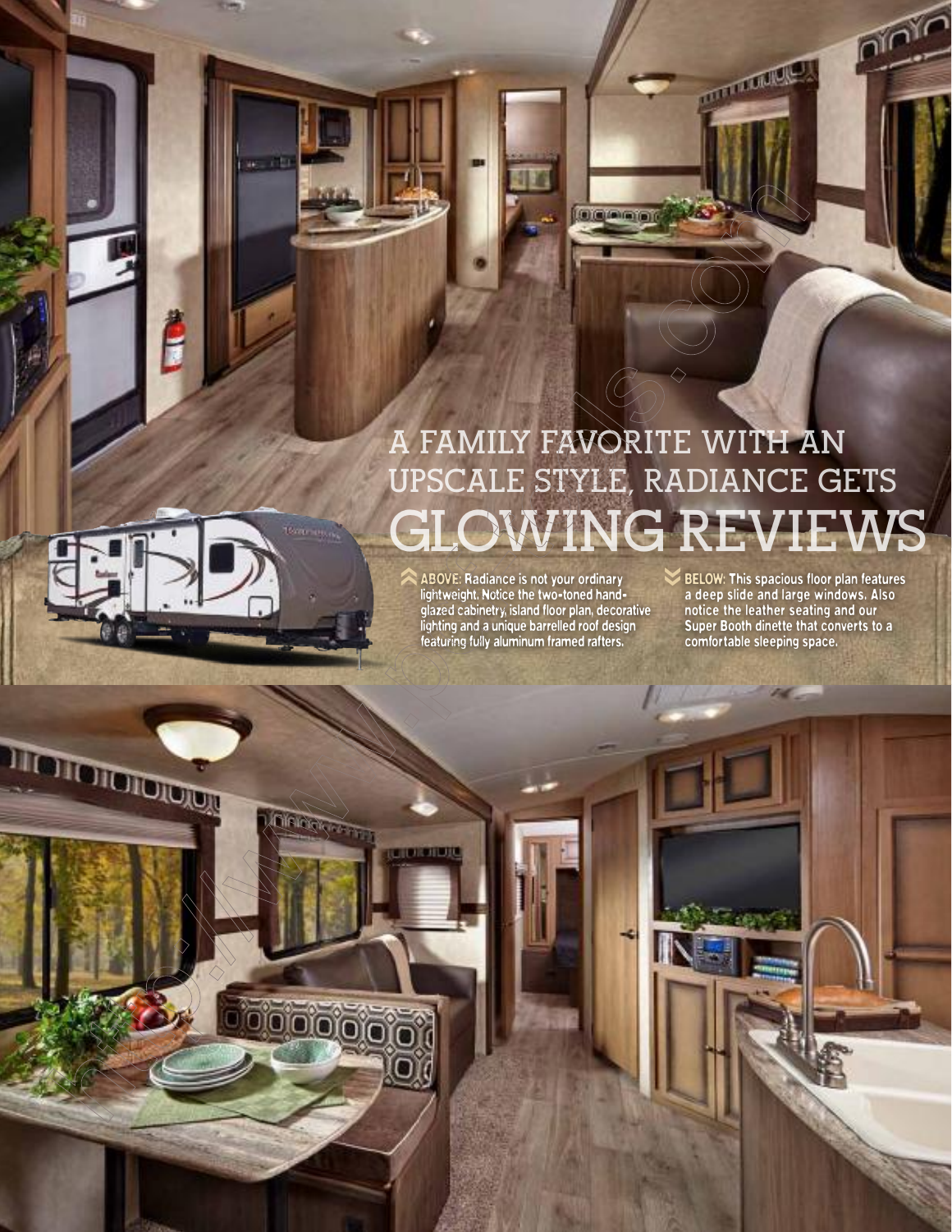# A FAMILY FAVORITE WITH AN UPSCALE STYLE, RADIANCE GETS GLOWING REVIEWS

**ABOVE:** Radiance is not your ordinary lightweight. Notice the two-toned hand-glazed cabinetry, island floor plan, decorative lighting and a unique barrelled roof design featuring fully aluminum framed rafters.

**BELOW:** This spacious floor plan features a deep slide and large windows. Also notice the leather seating and our Super Booth dinette that converts to a comfortable sleeping space.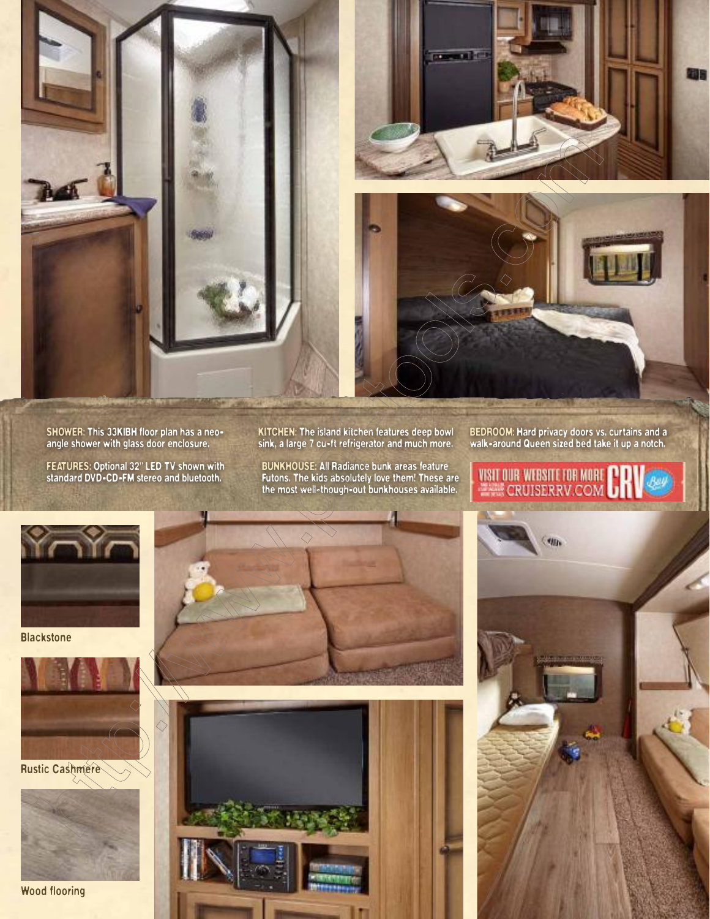**SHOWER:** This 33KIBH floor plan has a neo-angle shower with glass door enclosure.

**FEATURES:** Optional 32" LED TV shown with standard DVD-CD-FM stereo and bluetooth.

**KITCHEN:** The island kitchen features deep bowl sink, a large 7 cu-ft refrigerator and much more.

**BUNKHOUSE:** All Radiance bunk areas feature Futons. The kids absolutely love them! These are the most well-though-out bunkhouses available.

**BEDROOM:** Hard privacy doors vs. curtains and a walk-around Queen sized bed take it up a notch.

VISIT OUR WEBSITE FOR MORE CRUISERRV.COM

Blackstone

Rustic Cashmere

Wood flooring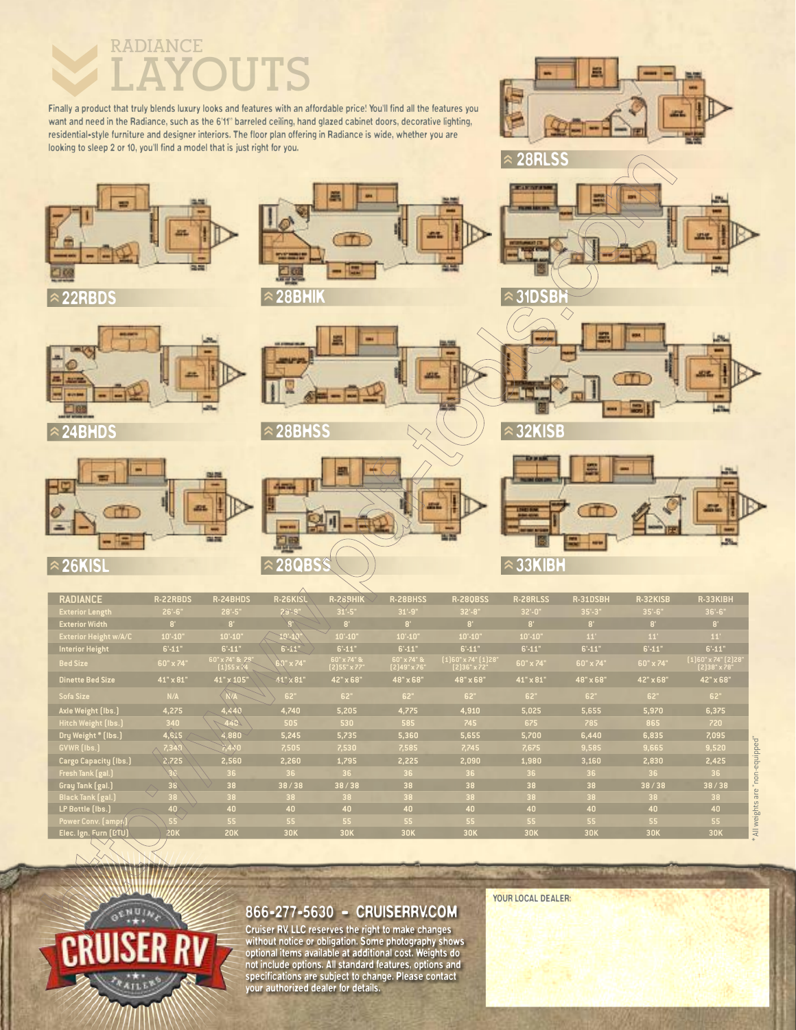# RADIANCE LAYOUTS

Finally a product that truly blends luxury looks and features with an affordable price! You'll find all the features you want and need in the Radiance, such as the 6'11" barreled ceiling, hand glazed cabinet doors, decorative lighting, residential-style furniture and designer interiors. The floor plan offering in Radiance is wide, whether you are looking to sleep 2 or 10, you'll find a model that is just right for you.

28RLSS

22RBDS

28BHIK

31DSBH

24BHDS

28BHSS

32KISB

26KISL

28QBSS

33KIBH

| RADIANCE | R-22RBDS | R-24BHDS | R-26KISL | R-28BHIK | R-28BHSS | R-28QBSS | R-28RLSS | R-31DSBH | R-32KISB | R-33KIBH |
|---|---|---|---|---|---|---|---|---|---|---|
| Exterior Length | 26'-6" | 28'-5" | 29'-9" | 31'-5" | 31'-9" | 32'-8" | 32'-0" | 35'-3" | 35'-6" | 36'-6" |
| Exterior Width | 8' | 8' | 8' | 8' | 8' | 8' | 8' | 8' | 8' | 8' |
| Exterior Height w/A/C | 10'-10" | 10'-10" | 10'-10" | 10'-10" | 10'-10" | 10'-10" | 10'-10" | 11' | 11' | 11' |
| Interior Height | 6'-11" | 6'-11" | 6'-11" | 6'-11" | 6'-11" | 6'-11" | 6'-11" | 6'-11" | 6'-11" | 6'-11" |
| Bed Size | 60" x 74" | 60" x 74" & 28" (1)55 x 74 | 60" x 74" | 60" x 74" & (2)55" x 77" | 60" x 74" & (2)49" x 76" | (1)60" x 74" (1)28" (2)36" x 72" | 60" x 74" | 60" x 74" | 60" x 74" | (1)60" x 74" (2)28" (2)38" x 78" |
| Dinette Bed Size | 41" x 81" | 41" x 105" | 41" x 81" | 42" x 68" | 48" x 68" | 48" x 68" | 41" x 81" | 48" x 68" | 42" x 68" | 42" x 68" |
| Sofa Size | N/A | N/A | 62" | 62" | 62" | 62" | 62" | 62" | 62" | 62" |
| Axle Weight (lbs.) | 4,275 | 4,440 | 4,740 | 5,205 | 4,775 | 4,910 | 5,025 | 5,655 | 5,970 | 6,375 |
| Hitch Weight (lbs.) | 340 | 440 | 505 | 530 | 585 | 745 | 675 | 785 | 865 | 720 |
| Dry Weight * (lbs.) | 4,615 | 4,880 | 5,245 | 5,735 | 5,360 | 5,655 | 5,700 | 6,440 | 6,835 | 7,095 |
| GVWR (lbs.) | 7,340 | 7,440 | 7,505 | 7,530 | 7,585 | 7,745 | 7,675 | 9,585 | 9,665 | 9,520 |
| Cargo Capacity (lbs.) | 2,725 | 2,560 | 2,260 | 1,795 | 2,225 | 2,090 | 1,980 | 3,160 | 2,830 | 2,425 |
| Fresh Tank (gal.) | 36 | 36 | 36 | 36 | 36 | 36 | 36 | 36 | 36 | 36 |
| Gray Tank (gal.) | 36 | 38 | 38 / 38 | 38 / 38 | 38 | 38 | 38 | 38 | 38 / 38 | 38 / 38 |
| Black Tank (gal.) | 38 | 38 | 38 | 38 | 38 | 38 | 38 | 38 | 38 | 38 |
| LP Bottle (lbs.) | 40 | 40 | 40 | 40 | 40 | 40 | 40 | 40 | 40 | 40 |
| Power Conv. (amps) | 55 | 55 | 55 | 55 | 55 | 55 | 55 | 55 | 55 | 55 |
| Elec. Ign. Furn (BTU) | 20K | 20K | 30K | 30K | 30K | 30K | 30K | 30K | 30K | 30K |

* All weights are "non-equipped"

CRUISER RV — GENUINE TRAILERS

866-277-5630 - CRUISERRV.COM

Cruiser RV, LLC reserves the right to make changes without notice or obligation. Some photography shows optional items available at additional cost. Weights do not include options. All standard features, options and specifications are subject to change. Please contact your authorized dealer for details.

YOUR LOCAL DEALER: